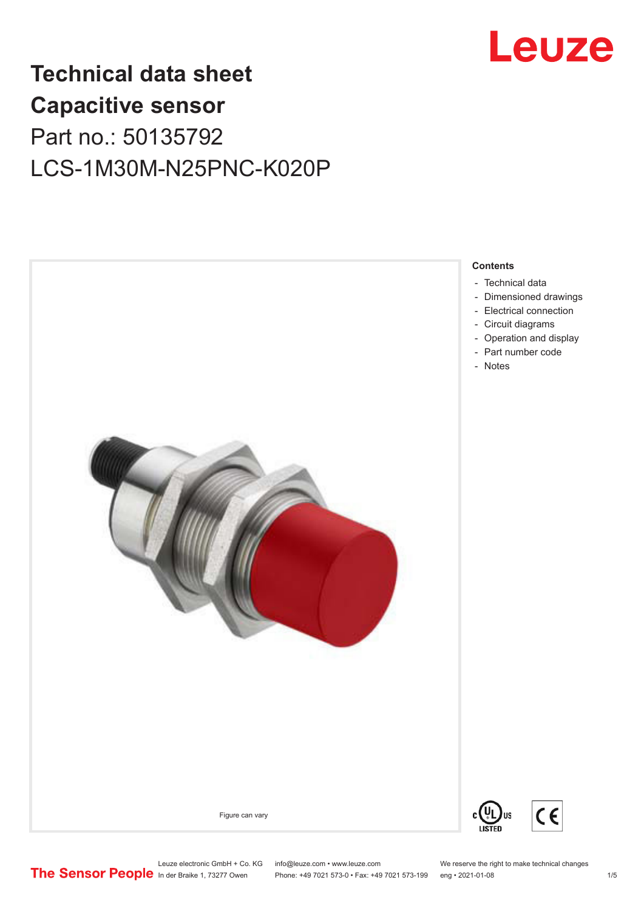# Technical data sheet
# Capacitive sensor

## Part no.: 50135792

## LCS-1M30M-N25PNC-K020P

Figure can vary

**Contents**

- Technical data
- Dimensioned drawings
- Electrical connection
- Circuit diagrams
- Operation and display
- Part number code
- Notes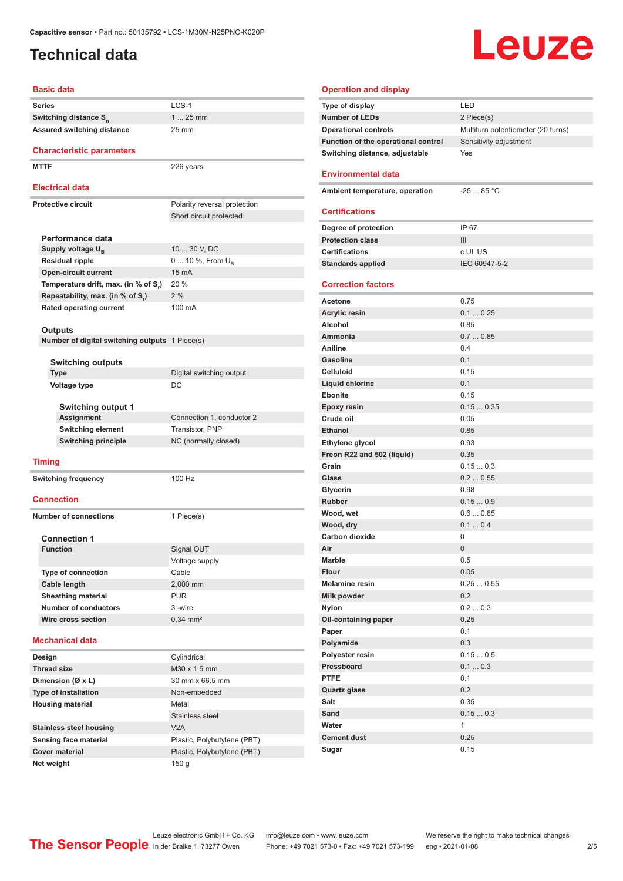Capacitive sensor • Part no.: 50135792 • LCS-1M30M-N25PNC-K020P

# Technical data

## Basic data

| | |
|---|---|
| Series | LCS-1 |
| Switching distance $S_n$ | 1 ... 25 mm |
| Assured switching distance | 25 mm |

## Characteristic parameters

| | |
|---|---|
| MTTF | 226 years |

## Electrical data

| | |
|---|---|
| Protective circuit | Polarity reversal protection |
| | Short circuit protected |

### Performance data

| | |
|---|---|
| Supply voltage $U_B$ | 10 ... 30 V, DC |
| Residual ripple | 0 ... 10 %, From $U_B$ |
| Open-circuit current | 15 mA |
| Temperature drift, max. (in % of $S_r$) | 20 % |
| Repeatability, max. (in % of $S_r$) | 2 % |
| Rated operating current | 100 mA |

### Outputs

| | |
|---|---|
| Number of digital switching outputs | 1 Piece(s) |

#### Switching outputs

| | |
|---|---|
| Type | Digital switching output |
| Voltage type | DC |

##### Switching output 1

| | |
|---|---|
| Assignment | Connection 1, conductor 2 |
| Switching element | Transistor, PNP |
| Switching principle | NC (normally closed) |

## Timing

| | |
|---|---|
| Switching frequency | 100 Hz |

## Connection

| | |
|---|---|
| Number of connections | 1 Piece(s) |

### Connection 1

| | |
|---|---|
| Function | Signal OUT |
| | Voltage supply |
| Type of connection | Cable |
| Cable length | 2,000 mm |
| Sheathing material | PUR |
| Number of conductors | 3 -wire |
| Wire cross section | 0.34 mm² |

## Mechanical data

| | |
|---|---|
| Design | Cylindrical |
| Thread size | M30 x 1.5 mm |
| Dimension (Ø x L) | 30 mm x 66.5 mm |
| Type of installation | Non-embedded |
| Housing material | Metal |
| | Stainless steel |
| Stainless steel housing | V2A |
| Sensing face material | Plastic, Polybutylene (PBT) |
| Cover material | Plastic, Polybutylene (PBT) |
| Net weight | 150 g |

## Operation and display

| | |
|---|---|
| Type of display | LED |
| Number of LEDs | 2 Piece(s) |
| Operational controls | Multiturn potentiometer (20 turns) |
| Function of the operational control | Sensitivity adjustment |
| Switching distance, adjustable | Yes |

## Environmental data

| | |
|---|---|
| Ambient temperature, operation | -25 ... 85 °C |

## Certifications

| | |
|---|---|
| Degree of protection | IP 67 |
| Protection class | III |
| Certifications | c UL US |
| Standards applied | IEC 60947-5-2 |

## Correction factors

| | |
|---|---|
| Acetone | 0.75 |
| Acrylic resin | 0.1 ... 0.25 |
| Alcohol | 0.85 |
| Ammonia | 0.7 ... 0.85 |
| Aniline | 0.4 |
| Gasoline | 0.1 |
| Celluloid | 0.15 |
| Liquid chlorine | 0.1 |
| Ebonite | 0.15 |
| Epoxy resin | 0.15 ... 0.35 |
| Crude oil | 0.05 |
| Ethanol | 0.85 |
| Ethylene glycol | 0.93 |
| Freon R22 and 502 (liquid) | 0.35 |
| Grain | 0.15 ... 0.3 |
| Glass | 0.2 ... 0.55 |
| Glycerin | 0.98 |
| Rubber | 0.15 ... 0.9 |
| Wood, wet | 0.6 ... 0.85 |
| Wood, dry | 0.1 ... 0.4 |
| Carbon dioxide | 0 |
| Air | 0 |
| Marble | 0.5 |
| Flour | 0.05 |
| Melamine resin | 0.25 ... 0.55 |
| Milk powder | 0.2 |
| Nylon | 0.2 ... 0.3 |
| Oil-containing paper | 0.25 |
| Paper | 0.1 |
| Polyamide | 0.3 |
| Polyester resin | 0.15 ... 0.5 |
| Pressboard | 0.1 ... 0.3 |
| PTFE | 0.1 |
| Quartz glass | 0.2 |
| Salt | 0.35 |
| Sand | 0.15 ... 0.3 |
| Water | 1 |
| Cement dust | 0.25 |
| Sugar | 0.15 |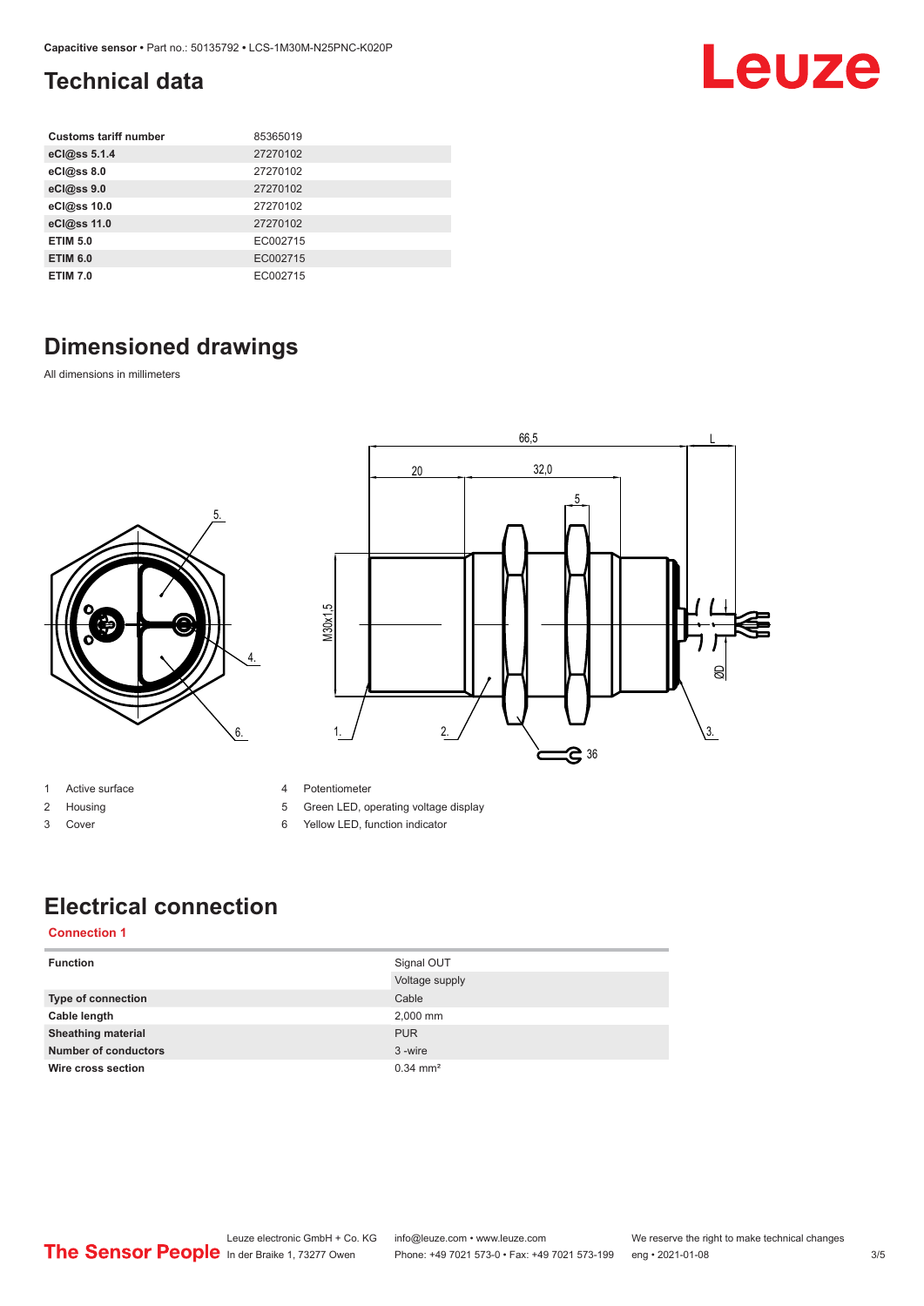# Technical data

| Customs tariff number | 85365019 |
|---|---|
| eCl@ss 5.1.4 | 27270102 |
| eCl@ss 8.0 | 27270102 |
| eCl@ss 9.0 | 27270102 |
| eCl@ss 10.0 | 27270102 |
| eCl@ss 11.0 | 27270102 |
| ETIM 5.0 | EC002715 |
| ETIM 6.0 | EC002715 |
| ETIM 7.0 | EC002715 |

# Dimensioned drawings

All dimensions in millimeters

1 Active surface
2 Housing
3 Cover
4 Potentiometer
5 Green LED, operating voltage display
6 Yellow LED, function indicator

# Electrical connection

**Connection 1**

| Function | Signal OUT |
|---|---|
| | Voltage supply |
| Type of connection | Cable |
| Cable length | 2,000 mm |
| Sheathing material | PUR |
| Number of conductors | 3 -wire |
| Wire cross section | 0.34 mm² |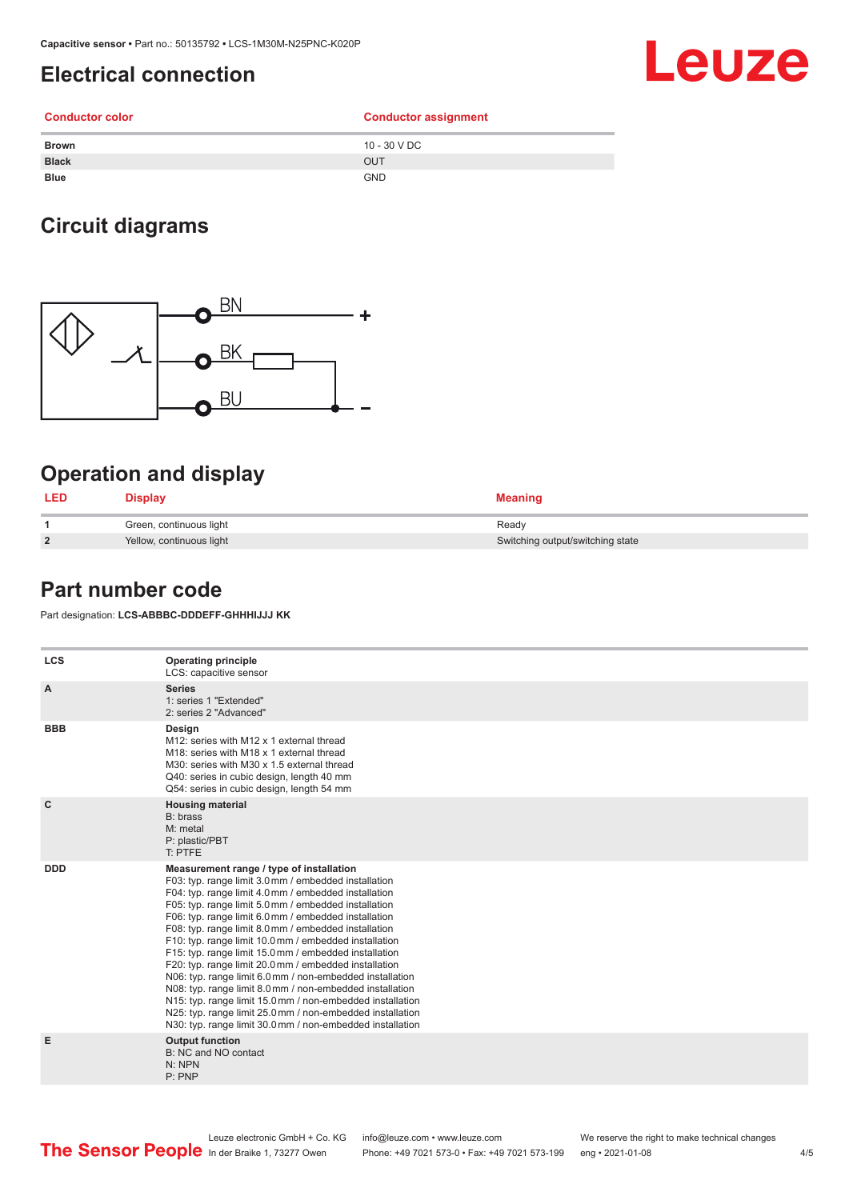## Electrical connection

| Conductor color | Conductor assignment |
| --- | --- |
| **Brown** | 10 - 30 V DC |
| **Black** | OUT |
| **Blue** | GND |

## Circuit diagrams

BN +

BK

BU -

## Operation and display

| LED | Display | Meaning |
| --- | --- | --- |
| **1** | Green, continuous light | Ready |
| **2** | Yellow, continuous light | Switching output/switching state |

## Part number code

Part designation: **LCS-ABBBC-DDDEFF-GHHHIJJJ KK**

| | |
| --- | --- |
| **LCS** | **Operating principle**<br>LCS: capacitive sensor |
| **A** | **Series**<br>1: series 1 "Extended"<br>2: series 2 "Advanced" |
| **BBB** | **Design**<br>M12: series with M12 x 1 external thread<br>M18: series with M18 x 1 external thread<br>M30: series with M30 x 1.5 external thread<br>Q40: series in cubic design, length 40 mm<br>Q54: series in cubic design, length 54 mm |
| **C** | **Housing material**<br>B: brass<br>M: metal<br>P: plastic/PBT<br>T: PTFE |
| **DDD** | **Measurement range / type of installation**<br>F03: typ. range limit 3.0 mm / embedded installation<br>F04: typ. range limit 4.0 mm / embedded installation<br>F05: typ. range limit 5.0 mm / embedded installation<br>F06: typ. range limit 6.0 mm / embedded installation<br>F08: typ. range limit 8.0 mm / embedded installation<br>F10: typ. range limit 10.0 mm / embedded installation<br>F15: typ. range limit 15.0 mm / embedded installation<br>F20: typ. range limit 20.0 mm / embedded installation<br>N06: typ. range limit 6.0 mm / non-embedded installation<br>N08: typ. range limit 8.0 mm / non-embedded installation<br>N15: typ. range limit 15.0 mm / non-embedded installation<br>N25: typ. range limit 25.0 mm / non-embedded installation<br>N30: typ. range limit 30.0 mm / non-embedded installation |
| **E** | **Output function**<br>B: NC and NO contact<br>N: NPN<br>P: PNP |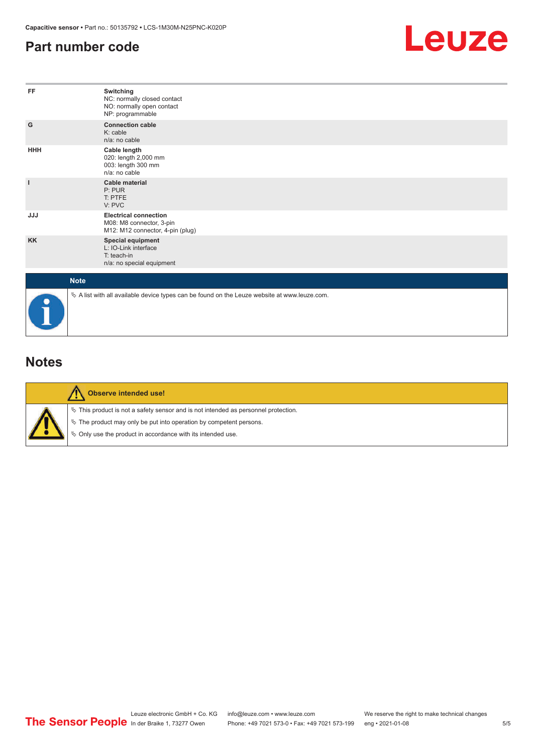## Part number code

| | |
|---|---|
| FF | **Switching**<br>NC: normally closed contact<br>NO: normally open contact<br>NP: programmable |
| G | **Connection cable**<br>K: cable<br>n/a: no cable |
| HHH | **Cable length**<br>020: length 2,000 mm<br>003: length 300 mm<br>n/a: no cable |
| I | **Cable material**<br>P: PUR<br>T: PTFE<br>V: PVC |
| JJJ | **Electrical connection**<br>M08: M8 connector, 3-pin<br>M12: M12 connector, 4-pin (plug) |
| KK | **Special equipment**<br>L: IO-Link interface<br>T: teach-in<br>n/a: no special equipment |

**Note**

- A list with all available device types can be found on the Leuze website at www.leuze.com.

## Notes

**Observe intended use!**

- This product is not a safety sensor and is not intended as personnel protection.
- The product may only be put into operation by competent persons.
- Only use the product in accordance with its intended use.